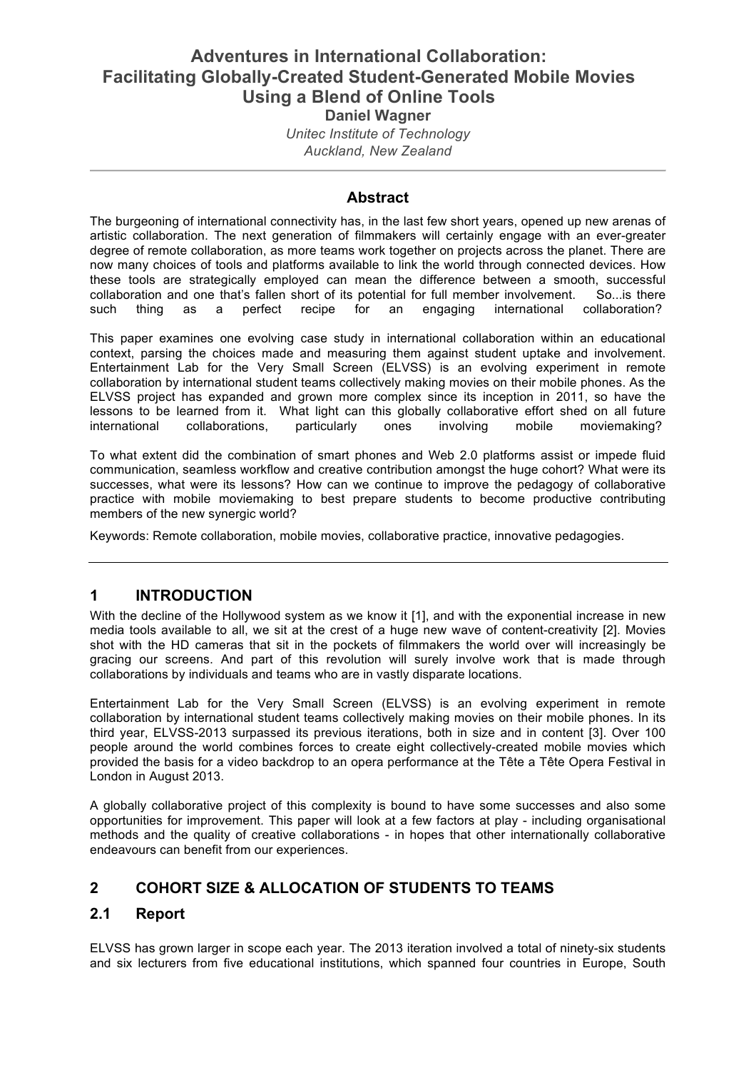# Adventures in International Collaboration: Facilitating Globally-Created Student-Generated Mobile Movies Using a Blend of Online Tools

**Daniel Wagner**

*Unitec Institute of Technology*
*Auckland, New Zealand*

---

## Abstract

The burgeoning of international connectivity has, in the last few short years, opened up new arenas of artistic collaboration. The next generation of filmmakers will certainly engage with an ever-greater degree of remote collaboration, as more teams work together on projects across the planet. There are now many choices of tools and platforms available to link the world through connected devices. How these tools are strategically employed can mean the difference between a smooth, successful collaboration and one that's fallen short of its potential for full member involvement. So...is there such thing as a perfect recipe for an engaging international collaboration?

This paper examines one evolving case study in international collaboration within an educational context, parsing the choices made and measuring them against student uptake and involvement. Entertainment Lab for the Very Small Screen (ELVSS) is an evolving experiment in remote collaboration by international student teams collectively making movies on their mobile phones. As the ELVSS project has expanded and grown more complex since its inception in 2011, so have the lessons to be learned from it. What light can this globally collaborative effort shed on all future international collaborations, particularly ones involving mobile moviemaking?

To what extent did the combination of smart phones and Web 2.0 platforms assist or impede fluid communication, seamless workflow and creative contribution amongst the huge cohort? What were its successes, what were its lessons? How can we continue to improve the pedagogy of collaborative practice with mobile moviemaking to best prepare students to become productive contributing members of the new synergic world?

Keywords: Remote collaboration, mobile movies, collaborative practice, innovative pedagogies.

---

## 1 INTRODUCTION

With the decline of the Hollywood system as we know it [1], and with the exponential increase in new media tools available to all, we sit at the crest of a huge new wave of content-creativity [2]. Movies shot with the HD cameras that sit in the pockets of filmmakers the world over will increasingly be gracing our screens. And part of this revolution will surely involve work that is made through collaborations by individuals and teams who are in vastly disparate locations.

Entertainment Lab for the Very Small Screen (ELVSS) is an evolving experiment in remote collaboration by international student teams collectively making movies on their mobile phones. In its third year, ELVSS-2013 surpassed its previous iterations, both in size and in content [3]. Over 100 people around the world combines forces to create eight collectively-created mobile movies which provided the basis for a video backdrop to an opera performance at the Tête a Tête Opera Festival in London in August 2013.

A globally collaborative project of this complexity is bound to have some successes and also some opportunities for improvement. This paper will look at a few factors at play - including organisational methods and the quality of creative collaborations - in hopes that other internationally collaborative endeavours can benefit from our experiences.

## 2 COHORT SIZE & ALLOCATION OF STUDENTS TO TEAMS

### 2.1 Report

ELVSS has grown larger in scope each year. The 2013 iteration involved a total of ninety-six students and six lecturers from five educational institutions, which spanned four countries in Europe, South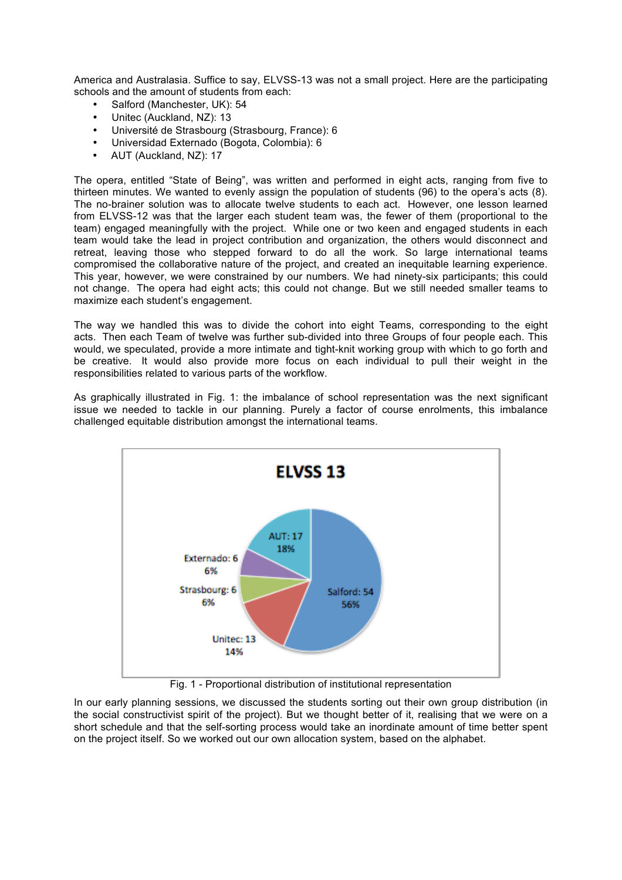America and Australasia. Suffice to say, ELVSS-13 was not a small project. Here are the participating schools and the amount of students from each:

- Salford (Manchester, UK): 54
- Unitec (Auckland, NZ): 13
- Université de Strasbourg (Strasbourg, France): 6
- Universidad Externado (Bogota, Colombia): 6
- AUT (Auckland, NZ): 17

The opera, entitled "State of Being", was written and performed in eight acts, ranging from five to thirteen minutes. We wanted to evenly assign the population of students (96) to the opera's acts (8). The no-brainer solution was to allocate twelve students to each act. However, one lesson learned from ELVSS-12 was that the larger each student team was, the fewer of them (proportional to the team) engaged meaningfully with the project. While one or two keen and engaged students in each team would take the lead in project contribution and organization, the others would disconnect and retreat, leaving those who stepped forward to do all the work. So large international teams compromised the collaborative nature of the project, and created an inequitable learning experience. This year, however, we were constrained by our numbers. We had ninety-six participants; this could not change. The opera had eight acts; this could not change. But we still needed smaller teams to maximize each student's engagement.

The way we handled this was to divide the cohort into eight Teams, corresponding to the eight acts. Then each Team of twelve was further sub-divided into three Groups of four people each. This would, we speculated, provide a more intimate and tight-knit working group with which to go forth and be creative. It would also provide more focus on each individual to pull their weight in the responsibilities related to various parts of the workflow.

As graphically illustrated in Fig. 1: the imbalance of school representation was the next significant issue we needed to tackle in our planning. Purely a factor of course enrolments, this imbalance challenged equitable distribution amongst the international teams.

**ELVSS 13**

| School | Students | Percentage |
|---|---|---|
| Salford | 54 | 56% |
| Unitec | 13 | 14% |
| Strasbourg | 6 | 6% |
| Externado | 6 | 6% |
| AUT | 17 | 18% |

Fig. 1 - Proportional distribution of institutional representation

In our early planning sessions, we discussed the students sorting out their own group distribution (in the social constructivist spirit of the project). But we thought better of it, realising that we were on a short schedule and that the self-sorting process would take an inordinate amount of time better spent on the project itself. So we worked out our own allocation system, based on the alphabet.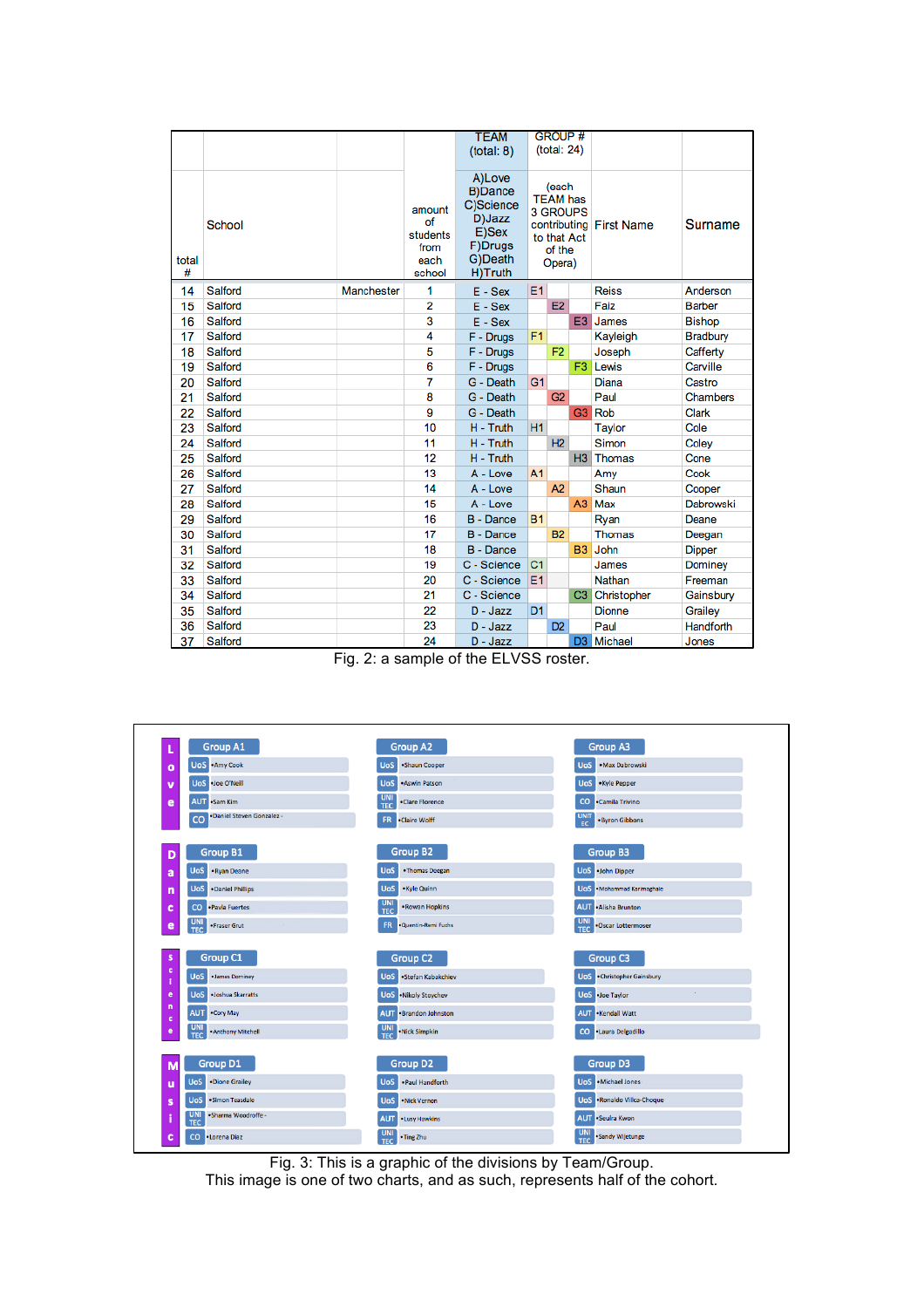| total # | School | | amount of students from each school | TEAM (total: 8) A)Love B)Dance C)Science D)Jazz E)Sex F)Drugs G)Death H)Truth | GROUP # (total: 24) (each TEAM has 3 GROUPS contributing to that Act of the Opera) | | | First Name | Surname |
|---|---|---|---|---|---|---|---|---|---|
| 14 | Salford | Manchester | 1 | E - Sex | E1 | | | Reiss | Anderson |
| 15 | Salford | | 2 | E - Sex | | E2 | | Faiz | Barber |
| 16 | Salford | | 3 | E - Sex | | | E3 | James | Bishop |
| 17 | Salford | | 4 | F - Drugs | F1 | | | Kayleigh | Bradbury |
| 18 | Salford | | 5 | F - Drugs | | F2 | | Joseph | Cafferty |
| 19 | Salford | | 6 | F - Drugs | | | F3 | Lewis | Carville |
| 20 | Salford | | 7 | G - Death | G1 | | | Diana | Castro |
| 21 | Salford | | 8 | G - Death | | G2 | | Paul | Chambers |
| 22 | Salford | | 9 | G - Death | | | G3 | Rob | Clark |
| 23 | Salford | | 10 | H - Truth | H1 | | | Taylor | Cole |
| 24 | Salford | | 11 | H - Truth | | H2 | | Simon | Coley |
| 25 | Salford | | 12 | H - Truth | | | H3 | Thomas | Cone |
| 26 | Salford | | 13 | A - Love | A1 | | | Amy | Cook |
| 27 | Salford | | 14 | A - Love | | A2 | | Shaun | Cooper |
| 28 | Salford | | 15 | A - Love | | | A3 | Max | Dabrowski |
| 29 | Salford | | 16 | B - Dance | B1 | | | Ryan | Deane |
| 30 | Salford | | 17 | B - Dance | | B2 | | Thomas | Deegan |
| 31 | Salford | | 18 | B - Dance | | | B3 | John | Dipper |
| 32 | Salford | | 19 | C - Science | C1 | | | James | Dominey |
| 33 | Salford | | 20 | C - Science | E1 | | | Nathan | Freeman |
| 34 | Salford | | 21 | C - Science | | | C3 | Christopher | Gainsbury |
| 35 | Salford | | 22 | D - Jazz | D1 | | | Dionne | Grailey |
| 36 | Salford | | 23 | D - Jazz | | D2 | | Paul | Handforth |
| 37 | Salford | | 24 | D - Jazz | | | D3 | Michael | Jones |

Fig. 2: a sample of the ELVSS roster.

| | Group 1 | Group 2 | Group 3 |
|---|---|---|---|
| **Love** | **Group A1**<br>UoS • Amy Cook<br>UoS • Joe O'Neill<br>AUT • Sam Kim<br>CO • Daniel Steven Gonzalez | **Group A2**<br>UoS • Shaun Cooper<br>UoS • Aswin Patson<br>UNITEC • Clare Florence<br>FR • Claire Wolff | **Group A3**<br>UoS • Max Dabrowski<br>UoS • Kyle Pepper<br>CO • Camila Trivino<br>UNITEC • Byron Gibbons |
| **Dance** | **Group B1**<br>UoS • Ryan Deane<br>UoS • Daniel Phillips<br>CO • Pavla Fuertes<br>UNITEC • Fraser Grut | **Group B2**<br>UoS • Thomas Deegan<br>UoS • Kyle Quinn<br>UNITEC • Rowan Hopkins<br>FR • Quentin-Remi Fuchs | **Group B3**<br>UoS • John Dipper<br>UoS • Mohammad Karimaghale<br>AUT • Alisha Brunton<br>UNITEC • Oscar Lottermoser |
| **Science** | **Group C1**<br>UoS • James Dominey<br>UoS • Joshua Skarratts<br>AUT • Cory May<br>UNITEC • Anthony Mitchell | **Group C2**<br>UoS • Stefan Kabakchiev<br>UoS • Nikoly Stoychev<br>AUT • Brandon Johnston<br>UNITEC • Nick Simpkin | **Group C3**<br>UoS • Christopher Gainsbury<br>UoS • Joe Taylor<br>AUT • Kendall Watt<br>CO • Laura Delgadillo |
| **Music** | **Group D1**<br>UoS • Dione Grailey<br>UoS • Simon Teasdale<br>UNITEC • Sharme Woodroffe<br>CO • Lorena Diaz | **Group D2**<br>UoS • Paul Handforth<br>UoS • Nick Vernon<br>AUT • Lucy Hawkins<br>UNITEC • Ting Zhu | **Group D3**<br>UoS • Michael Jones<br>UoS • Ronaldo Villca-Choque<br>AUT • Seulra Kwon<br>UNITEC • Sandy Wijetunge |

Fig. 3: This is a graphic of the divisions by Team/Group.
This image is one of two charts, and as such, represents half of the cohort.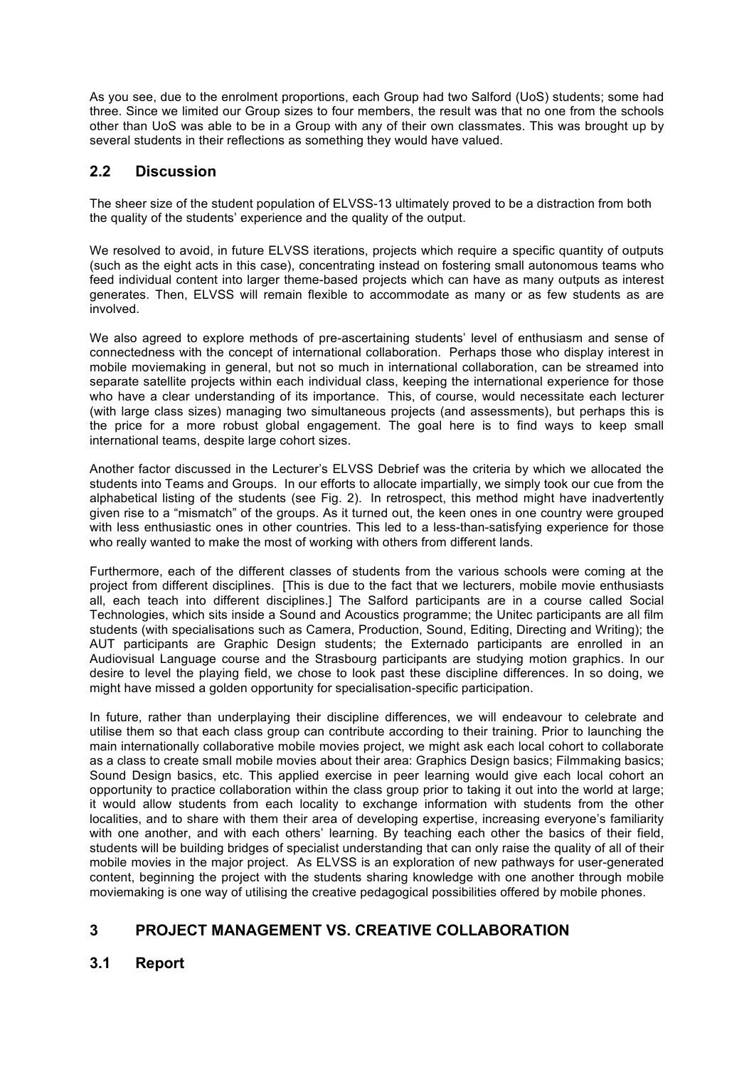As you see, due to the enrolment proportions, each Group had two Salford (UoS) students; some had three. Since we limited our Group sizes to four members, the result was that no one from the schools other than UoS was able to be in a Group with any of their own classmates. This was brought up by several students in their reflections as something they would have valued.

## 2.2 Discussion

The sheer size of the student population of ELVSS-13 ultimately proved to be a distraction from both the quality of the students' experience and the quality of the output.

We resolved to avoid, in future ELVSS iterations, projects which require a specific quantity of outputs (such as the eight acts in this case), concentrating instead on fostering small autonomous teams who feed individual content into larger theme-based projects which can have as many outputs as interest generates. Then, ELVSS will remain flexible to accommodate as many or as few students as are involved.

We also agreed to explore methods of pre-ascertaining students' level of enthusiasm and sense of connectedness with the concept of international collaboration. Perhaps those who display interest in mobile moviemaking in general, but not so much in international collaboration, can be streamed into separate satellite projects within each individual class, keeping the international experience for those who have a clear understanding of its importance. This, of course, would necessitate each lecturer (with large class sizes) managing two simultaneous projects (and assessments), but perhaps this is the price for a more robust global engagement. The goal here is to find ways to keep small international teams, despite large cohort sizes.

Another factor discussed in the Lecturer's ELVSS Debrief was the criteria by which we allocated the students into Teams and Groups. In our efforts to allocate impartially, we simply took our cue from the alphabetical listing of the students (see Fig. 2). In retrospect, this method might have inadvertently given rise to a "mismatch" of the groups. As it turned out, the keen ones in one country were grouped with less enthusiastic ones in other countries. This led to a less-than-satisfying experience for those who really wanted to make the most of working with others from different lands.

Furthermore, each of the different classes of students from the various schools were coming at the project from different disciplines. [This is due to the fact that we lecturers, mobile movie enthusiasts all, each teach into different disciplines.] The Salford participants are in a course called Social Technologies, which sits inside a Sound and Acoustics programme; the Unitec participants are all film students (with specialisations such as Camera, Production, Sound, Editing, Directing and Writing); the AUT participants are Graphic Design students; the Externado participants are enrolled in an Audiovisual Language course and the Strasbourg participants are studying motion graphics. In our desire to level the playing field, we chose to look past these discipline differences. In so doing, we might have missed a golden opportunity for specialisation-specific participation.

In future, rather than underplaying their discipline differences, we will endeavour to celebrate and utilise them so that each class group can contribute according to their training. Prior to launching the main internationally collaborative mobile movies project, we might ask each local cohort to collaborate as a class to create small mobile movies about their area: Graphics Design basics; Filmmaking basics; Sound Design basics, etc. This applied exercise in peer learning would give each local cohort an opportunity to practice collaboration within the class group prior to taking it out into the world at large; it would allow students from each locality to exchange information with students from the other localities, and to share with them their area of developing expertise, increasing everyone's familiarity with one another, and with each others' learning. By teaching each other the basics of their field, students will be building bridges of specialist understanding that can only raise the quality of all of their mobile movies in the major project. As ELVSS is an exploration of new pathways for user-generated content, beginning the project with the students sharing knowledge with one another through mobile moviemaking is one way of utilising the creative pedagogical possibilities offered by mobile phones.

# 3 PROJECT MANAGEMENT VS. CREATIVE COLLABORATION

## 3.1 Report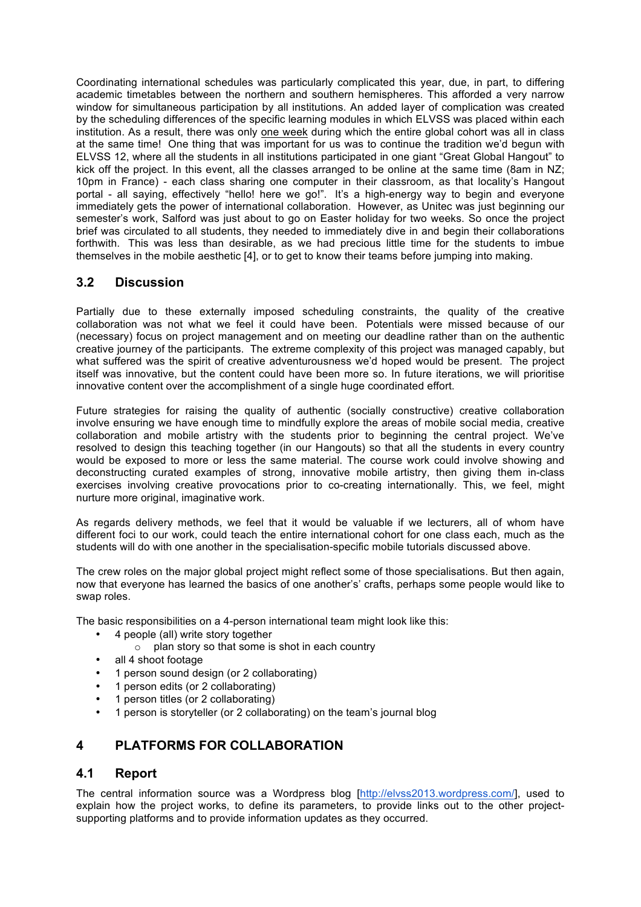Coordinating international schedules was particularly complicated this year, due, in part, to differing academic timetables between the northern and southern hemispheres. This afforded a very narrow window for simultaneous participation by all institutions. An added layer of complication was created by the scheduling differences of the specific learning modules in which ELVSS was placed within each institution. As a result, there was only one week during which the entire global cohort was all in class at the same time! One thing that was important for us was to continue the tradition we'd begun with ELVSS 12, where all the students in all institutions participated in one giant "Great Global Hangout" to kick off the project. In this event, all the classes arranged to be online at the same time (8am in NZ; 10pm in France) - each class sharing one computer in their classroom, as that locality's Hangout portal - all saying, effectively "hello! here we go!". It's a high-energy way to begin and everyone immediately gets the power of international collaboration. However, as Unitec was just beginning our semester's work, Salford was just about to go on Easter holiday for two weeks. So once the project brief was circulated to all students, they needed to immediately dive in and begin their collaborations forthwith. This was less than desirable, as we had precious little time for the students to imbue themselves in the mobile aesthetic [4], or to get to know their teams before jumping into making.

## 3.2 Discussion

Partially due to these externally imposed scheduling constraints, the quality of the creative collaboration was not what we feel it could have been. Potentials were missed because of our (necessary) focus on project management and on meeting our deadline rather than on the authentic creative journey of the participants. The extreme complexity of this project was managed capably, but what suffered was the spirit of creative adventurousness we'd hoped would be present. The project itself was innovative, but the content could have been more so. In future iterations, we will prioritise innovative content over the accomplishment of a single huge coordinated effort.

Future strategies for raising the quality of authentic (socially constructive) creative collaboration involve ensuring we have enough time to mindfully explore the areas of mobile social media, creative collaboration and mobile artistry with the students prior to beginning the central project. We've resolved to design this teaching together (in our Hangouts) so that all the students in every country would be exposed to more or less the same material. The course work could involve showing and deconstructing curated examples of strong, innovative mobile artistry, then giving them in-class exercises involving creative provocations prior to co-creating internationally. This, we feel, might nurture more original, imaginative work.

As regards delivery methods, we feel that it would be valuable if we lecturers, all of whom have different foci to our work, could teach the entire international cohort for one class each, much as the students will do with one another in the specialisation-specific mobile tutorials discussed above.

The crew roles on the major global project might reflect some of those specialisations. But then again, now that everyone has learned the basics of one another's' crafts, perhaps some people would like to swap roles.

The basic responsibilities on a 4-person international team might look like this:

- 4 people (all) write story together
  - plan story so that some is shot in each country
- all 4 shoot footage
- 1 person sound design (or 2 collaborating)
- 1 person edits (or 2 collaborating)
- 1 person titles (or 2 collaborating)
- 1 person is storyteller (or 2 collaborating) on the team's journal blog

# 4 PLATFORMS FOR COLLABORATION

## 4.1 Report

The central information source was a Wordpress blog [http://elvss2013.wordpress.com/], used to explain how the project works, to define its parameters, to provide links out to the other project-supporting platforms and to provide information updates as they occurred.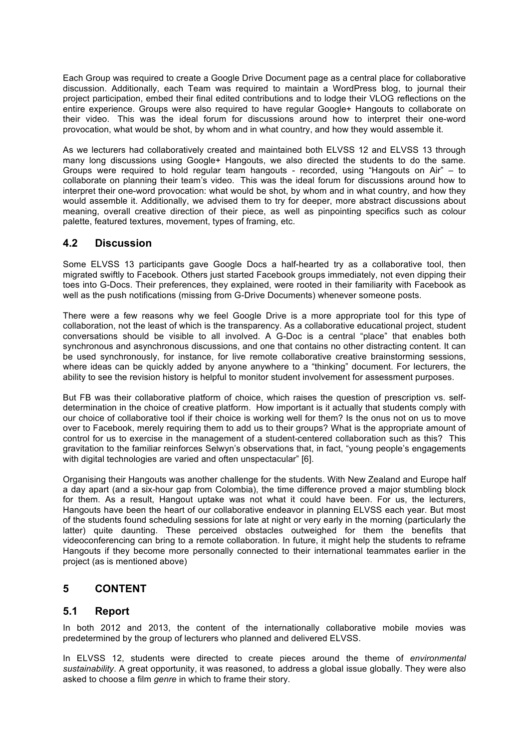Each Group was required to create a Google Drive Document page as a central place for collaborative discussion. Additionally, each Team was required to maintain a WordPress blog, to journal their project participation, embed their final edited contributions and to lodge their VLOG reflections on the entire experience. Groups were also required to have regular Google+ Hangouts to collaborate on their video. This was the ideal forum for discussions around how to interpret their one-word provocation, what would be shot, by whom and in what country, and how they would assemble it.

As we lecturers had collaboratively created and maintained both ELVSS 12 and ELVSS 13 through many long discussions using Google+ Hangouts, we also directed the students to do the same. Groups were required to hold regular team hangouts - recorded, using "Hangouts on Air" – to collaborate on planning their team's video. This was the ideal forum for discussions around how to interpret their one-word provocation: what would be shot, by whom and in what country, and how they would assemble it. Additionally, we advised them to try for deeper, more abstract discussions about meaning, overall creative direction of their piece, as well as pinpointing specifics such as colour palette, featured textures, movement, types of framing, etc.

## 4.2 Discussion

Some ELVSS 13 participants gave Google Docs a half-hearted try as a collaborative tool, then migrated swiftly to Facebook. Others just started Facebook groups immediately, not even dipping their toes into G-Docs. Their preferences, they explained, were rooted in their familiarity with Facebook as well as the push notifications (missing from G-Drive Documents) whenever someone posts.

There were a few reasons why we feel Google Drive is a more appropriate tool for this type of collaboration, not the least of which is the transparency. As a collaborative educational project, student conversations should be visible to all involved. A G-Doc is a central "place" that enables both synchronous and asynchronous discussions, and one that contains no other distracting content. It can be used synchronously, for instance, for live remote collaborative creative brainstorming sessions, where ideas can be quickly added by anyone anywhere to a "thinking" document. For lecturers, the ability to see the revision history is helpful to monitor student involvement for assessment purposes.

But FB was their collaborative platform of choice, which raises the question of prescription vs. self-determination in the choice of creative platform. How important is it actually that students comply with our choice of collaborative tool if their choice is working well for them? Is the onus not on us to move over to Facebook, merely requiring them to add us to their groups? What is the appropriate amount of control for us to exercise in the management of a student-centered collaboration such as this? This gravitation to the familiar reinforces Selwyn's observations that, in fact, "young people's engagements with digital technologies are varied and often unspectacular" [6].

Organising their Hangouts was another challenge for the students. With New Zealand and Europe half a day apart (and a six-hour gap from Colombia), the time difference proved a major stumbling block for them. As a result, Hangout uptake was not what it could have been. For us, the lecturers, Hangouts have been the heart of our collaborative endeavor in planning ELVSS each year. But most of the students found scheduling sessions for late at night or very early in the morning (particularly the latter) quite daunting. These perceived obstacles outweighed for them the benefits that videoconferencing can bring to a remote collaboration. In future, it might help the students to reframe Hangouts if they become more personally connected to their international teammates earlier in the project (as is mentioned above)

# 5 CONTENT

## 5.1 Report

In both 2012 and 2013, the content of the internationally collaborative mobile movies was predetermined by the group of lecturers who planned and delivered ELVSS.

In ELVSS 12, students were directed to create pieces around the theme of *environmental sustainability*. A great opportunity, it was reasoned, to address a global issue globally. They were also asked to choose a film *genre* in which to frame their story.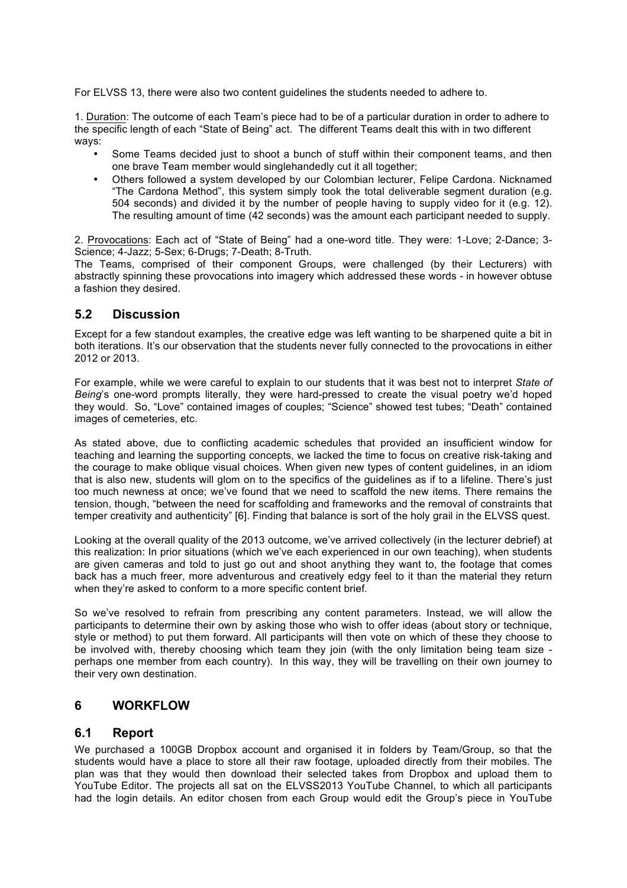For ELVSS 13, there were also two content guidelines the students needed to adhere to.

1. Duration: The outcome of each Team's piece had to be of a particular duration in order to adhere to the specific length of each "State of Being" act. The different Teams dealt this with in two different ways:

- Some Teams decided just to shoot a bunch of stuff within their component teams, and then one brave Team member would singlehandedly cut it all together;
- Others followed a system developed by our Colombian lecturer, Felipe Cardona. Nicknamed "The Cardona Method", this system simply took the total deliverable segment duration (e.g. 504 seconds) and divided it by the number of people having to supply video for it (e.g. 12). The resulting amount of time (42 seconds) was the amount each participant needed to supply.

2. Provocations: Each act of "State of Being" had a one-word title. They were: 1-Love; 2-Dance; 3-Science; 4-Jazz; 5-Sex; 6-Drugs; 7-Death; 8-Truth.

The Teams, comprised of their component Groups, were challenged (by their Lecturers) with abstractly spinning these provocations into imagery which addressed these words - in however obtuse a fashion they desired.

## 5.2 Discussion

Except for a few standout examples, the creative edge was left wanting to be sharpened quite a bit in both iterations. It's our observation that the students never fully connected to the provocations in either 2012 or 2013.

For example, while we were careful to explain to our students that it was best not to interpret *State of Being*'s one-word prompts literally, they were hard-pressed to create the visual poetry we'd hoped they would. So, "Love" contained images of couples; "Science" showed test tubes; "Death" contained images of cemeteries, etc.

As stated above, due to conflicting academic schedules that provided an insufficient window for teaching and learning the supporting concepts, we lacked the time to focus on creative risk-taking and the courage to make oblique visual choices. When given new types of content guidelines, in an idiom that is also new, students will glom on to the specifics of the guidelines as if to a lifeline. There's just too much newness at once; we've found that we need to scaffold the new items. There remains the tension, though, "between the need for scaffolding and frameworks and the removal of constraints that temper creativity and authenticity" [6]. Finding that balance is sort of the holy grail in the ELVSS quest.

Looking at the overall quality of the 2013 outcome, we've arrived collectively (in the lecturer debrief) at this realization: In prior situations (which we've each experienced in our own teaching), when students are given cameras and told to just go out and shoot anything they want to, the footage that comes back has a much freer, more adventurous and creatively edgy feel to it than the material they return when they're asked to conform to a more specific content brief.

So we've resolved to refrain from prescribing any content parameters. Instead, we will allow the participants to determine their own by asking those who wish to offer ideas (about story or technique, style or method) to put them forward. All participants will then vote on which of these they choose to be involved with, thereby choosing which team they join (with the only limitation being team size - perhaps one member from each country). In this way, they will be travelling on their own journey to their very own destination.

# 6 WORKFLOW

## 6.1 Report

We purchased a 100GB Dropbox account and organised it in folders by Team/Group, so that the students would have a place to store all their raw footage, uploaded directly from their mobiles. The plan was that they would then download their selected takes from Dropbox and upload them to YouTube Editor. The projects all sat on the ELVSS2013 YouTube Channel, to which all participants had the login details. An editor chosen from each Group would edit the Group's piece in YouTube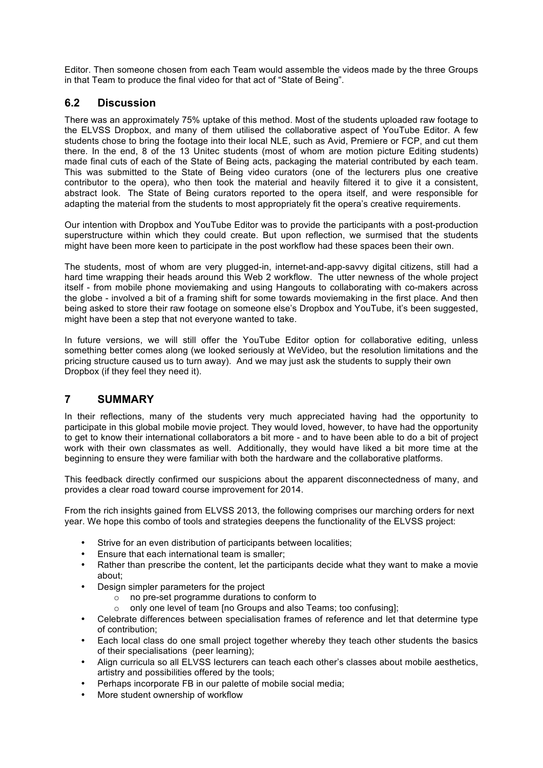Editor. Then someone chosen from each Team would assemble the videos made by the three Groups in that Team to produce the final video for that act of "State of Being".

## 6.2 Discussion

There was an approximately 75% uptake of this method. Most of the students uploaded raw footage to the ELVSS Dropbox, and many of them utilised the collaborative aspect of YouTube Editor. A few students chose to bring the footage into their local NLE, such as Avid, Premiere or FCP, and cut them there. In the end, 8 of the 13 Unitec students (most of whom are motion picture Editing students) made final cuts of each of the State of Being acts, packaging the material contributed by each team. This was submitted to the State of Being video curators (one of the lecturers plus one creative contributor to the opera), who then took the material and heavily filtered it to give it a consistent, abstract look. The State of Being curators reported to the opera itself, and were responsible for adapting the material from the students to most appropriately fit the opera's creative requirements.

Our intention with Dropbox and YouTube Editor was to provide the participants with a post-production superstructure within which they could create. But upon reflection, we surmised that the students might have been more keen to participate in the post workflow had these spaces been their own.

The students, most of whom are very plugged-in, internet-and-app-savvy digital citizens, still had a hard time wrapping their heads around this Web 2 workflow. The utter newness of the whole project itself - from mobile phone moviemaking and using Hangouts to collaborating with co-makers across the globe - involved a bit of a framing shift for some towards moviemaking in the first place. And then being asked to store their raw footage on someone else's Dropbox and YouTube, it's been suggested, might have been a step that not everyone wanted to take.

In future versions, we will still offer the YouTube Editor option for collaborative editing, unless something better comes along (we looked seriously at WeVideo, but the resolution limitations and the pricing structure caused us to turn away). And we may just ask the students to supply their own Dropbox (if they feel they need it).

# 7 SUMMARY

In their reflections, many of the students very much appreciated having had the opportunity to participate in this global mobile movie project. They would loved, however, to have had the opportunity to get to know their international collaborators a bit more - and to have been able to do a bit of project work with their own classmates as well. Additionally, they would have liked a bit more time at the beginning to ensure they were familiar with both the hardware and the collaborative platforms.

This feedback directly confirmed our suspicions about the apparent disconnectedness of many, and provides a clear road toward course improvement for 2014.

From the rich insights gained from ELVSS 2013, the following comprises our marching orders for next year. We hope this combo of tools and strategies deepens the functionality of the ELVSS project:

- Strive for an even distribution of participants between localities;
- Ensure that each international team is smaller;
- Rather than prescribe the content, let the participants decide what they want to make a movie about;
- Design simpler parameters for the project
  - no pre-set programme durations to conform to
  - only one level of team [no Groups and also Teams; too confusing];
- Celebrate differences between specialisation frames of reference and let that determine type of contribution;
- Each local class do one small project together whereby they teach other students the basics of their specialisations (peer learning);
- Align curricula so all ELVSS lecturers can teach each other's classes about mobile aesthetics, artistry and possibilities offered by the tools;
- Perhaps incorporate FB in our palette of mobile social media;
- More student ownership of workflow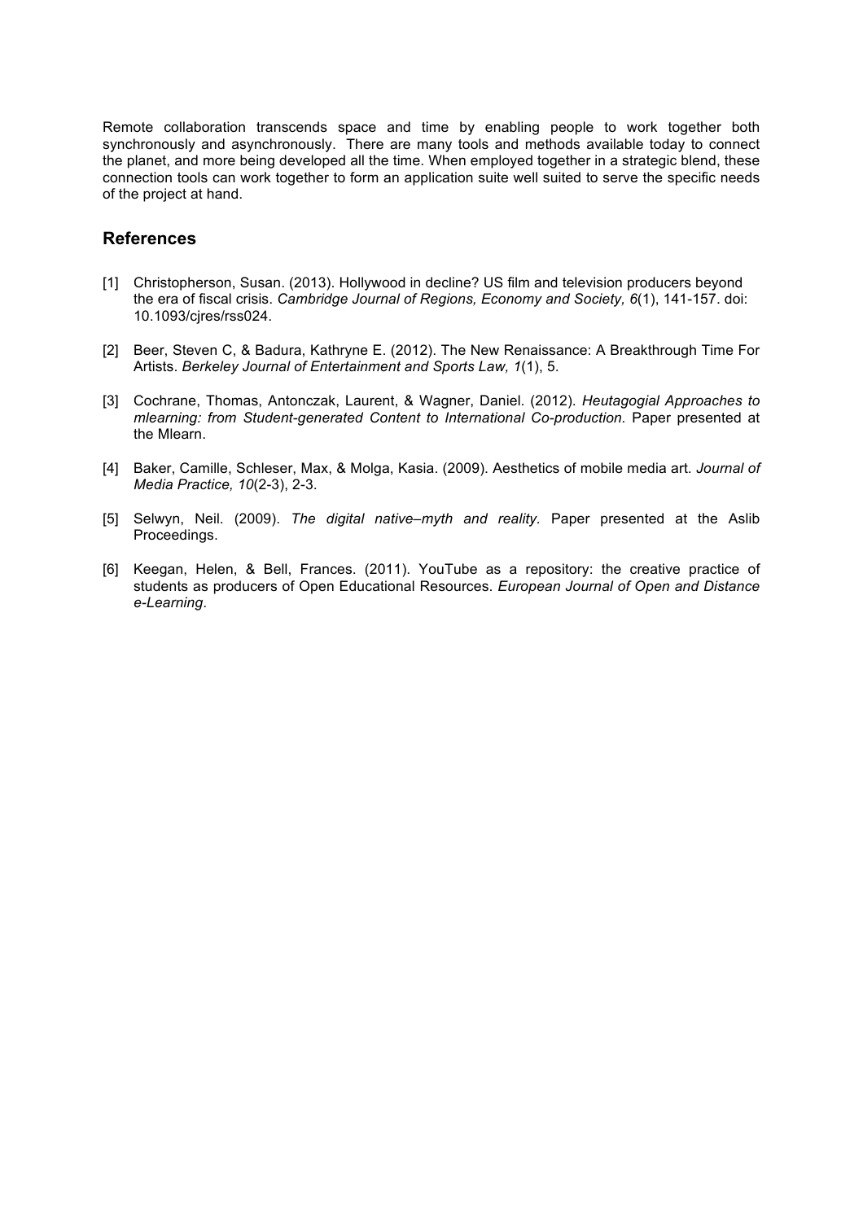Remote collaboration transcends space and time by enabling people to work together both synchronously and asynchronously. There are many tools and methods available today to connect the planet, and more being developed all the time. When employed together in a strategic blend, these connection tools can work together to form an application suite well suited to serve the specific needs of the project at hand.

## References

[1] Christopherson, Susan. (2013). Hollywood in decline? US film and television producers beyond the era of fiscal crisis. *Cambridge Journal of Regions, Economy and Society, 6*(1), 141-157. doi: 10.1093/cjres/rss024.

[2] Beer, Steven C, & Badura, Kathryne E. (2012). The New Renaissance: A Breakthrough Time For Artists. *Berkeley Journal of Entertainment and Sports Law, 1*(1), 5.

[3] Cochrane, Thomas, Antonczak, Laurent, & Wagner, Daniel. (2012). *Heutagogial Approaches to mlearning: from Student-generated Content to International Co-production.* Paper presented at the Mlearn.

[4] Baker, Camille, Schleser, Max, & Molga, Kasia. (2009). Aesthetics of mobile media art. *Journal of Media Practice, 10*(2-3), 2-3.

[5] Selwyn, Neil. (2009). *The digital native–myth and reality.* Paper presented at the Aslib Proceedings.

[6] Keegan, Helen, & Bell, Frances. (2011). YouTube as a repository: the creative practice of students as producers of Open Educational Resources. *European Journal of Open and Distance e-Learning*.